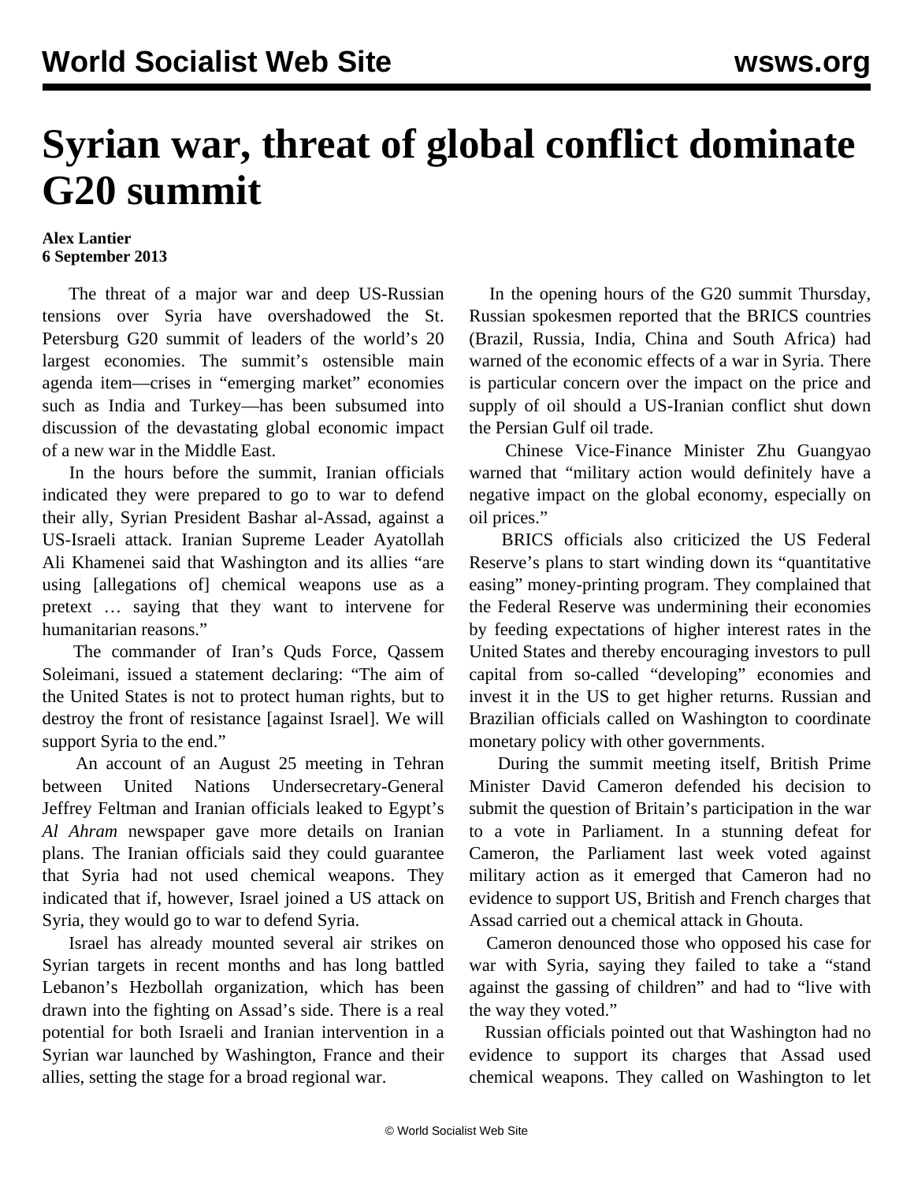# Syrian war, threat of global conflict dominate G20 summit

**Alex Lantier**
**6 September 2013**

The threat of a major war and deep US-Russian tensions over Syria have overshadowed the St. Petersburg G20 summit of leaders of the world's 20 largest economies. The summit's ostensible main agenda item—crises in "emerging market" economies such as India and Turkey—has been subsumed into discussion of the devastating global economic impact of a new war in the Middle East.

In the hours before the summit, Iranian officials indicated they were prepared to go to war to defend their ally, Syrian President Bashar al-Assad, against a US-Israeli attack. Iranian Supreme Leader Ayatollah Ali Khamenei said that Washington and its allies "are using [allegations of] chemical weapons use as a pretext … saying that they want to intervene for humanitarian reasons."

The commander of Iran's Quds Force, Qassem Soleimani, issued a statement declaring: "The aim of the United States is not to protect human rights, but to destroy the front of resistance [against Israel]. We will support Syria to the end."

An account of an August 25 meeting in Tehran between United Nations Undersecretary-General Jeffrey Feltman and Iranian officials leaked to Egypt's *Al Ahram* newspaper gave more details on Iranian plans. The Iranian officials said they could guarantee that Syria had not used chemical weapons. They indicated that if, however, Israel joined a US attack on Syria, they would go to war to defend Syria.

Israel has already mounted several air strikes on Syrian targets in recent months and has long battled Lebanon's Hezbollah organization, which has been drawn into the fighting on Assad's side. There is a real potential for both Israeli and Iranian intervention in a Syrian war launched by Washington, France and their allies, setting the stage for a broad regional war.

In the opening hours of the G20 summit Thursday, Russian spokesmen reported that the BRICS countries (Brazil, Russia, India, China and South Africa) had warned of the economic effects of a war in Syria. There is particular concern over the impact on the price and supply of oil should a US-Iranian conflict shut down the Persian Gulf oil trade.

Chinese Vice-Finance Minister Zhu Guangyao warned that "military action would definitely have a negative impact on the global economy, especially on oil prices."

BRICS officials also criticized the US Federal Reserve's plans to start winding down its "quantitative easing" money-printing program. They complained that the Federal Reserve was undermining their economies by feeding expectations of higher interest rates in the United States and thereby encouraging investors to pull capital from so-called "developing" economies and invest it in the US to get higher returns. Russian and Brazilian officials called on Washington to coordinate monetary policy with other governments.

During the summit meeting itself, British Prime Minister David Cameron defended his decision to submit the question of Britain's participation in the war to a vote in Parliament. In a stunning defeat for Cameron, the Parliament last week voted against military action as it emerged that Cameron had no evidence to support US, British and French charges that Assad carried out a chemical attack in Ghouta.

Cameron denounced those who opposed his case for war with Syria, saying they failed to take a "stand against the gassing of children" and had to "live with the way they voted."

Russian officials pointed out that Washington had no evidence to support its charges that Assad used chemical weapons. They called on Washington to let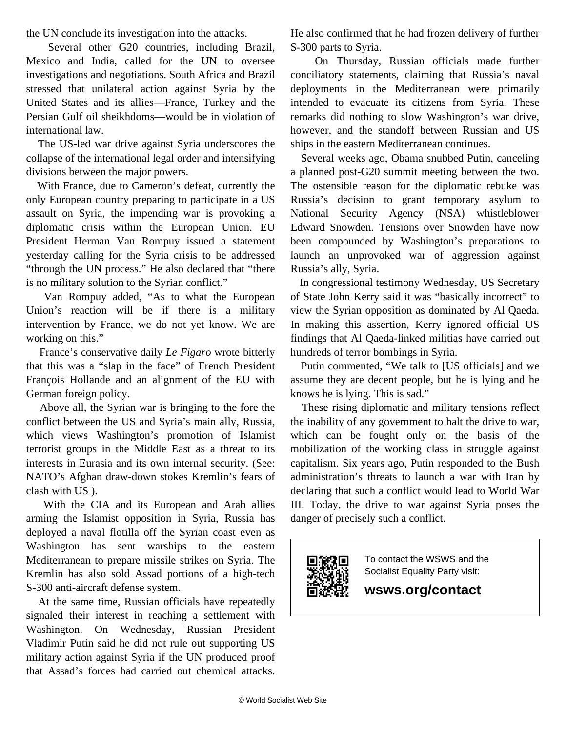the UN conclude its investigation into the attacks.

Several other G20 countries, including Brazil, Mexico and India, called for the UN to oversee investigations and negotiations. South Africa and Brazil stressed that unilateral action against Syria by the United States and its allies—France, Turkey and the Persian Gulf oil sheikhdoms—would be in violation of international law.

The US-led war drive against Syria underscores the collapse of the international legal order and intensifying divisions between the major powers.

With France, due to Cameron's defeat, currently the only European country preparing to participate in a US assault on Syria, the impending war is provoking a diplomatic crisis within the European Union. EU President Herman Van Rompuy issued a statement yesterday calling for the Syria crisis to be addressed "through the UN process." He also declared that "there is no military solution to the Syrian conflict."

Van Rompuy added, "As to what the European Union's reaction will be if there is a military intervention by France, we do not yet know. We are working on this."

France's conservative daily *Le Figaro* wrote bitterly that this was a "slap in the face" of French President François Hollande and an alignment of the EU with German foreign policy.

Above all, the Syrian war is bringing to the fore the conflict between the US and Syria's main ally, Russia, which views Washington's promotion of Islamist terrorist groups in the Middle East as a threat to its interests in Eurasia and its own internal security. (See: NATO's Afghan draw-down stokes Kremlin's fears of clash with US ).

With the CIA and its European and Arab allies arming the Islamist opposition in Syria, Russia has deployed a naval flotilla off the Syrian coast even as Washington has sent warships to the eastern Mediterranean to prepare missile strikes on Syria. The Kremlin has also sold Assad portions of a high-tech S-300 anti-aircraft defense system.

At the same time, Russian officials have repeatedly signaled their interest in reaching a settlement with Washington. On Wednesday, Russian President Vladimir Putin said he did not rule out supporting US military action against Syria if the UN produced proof that Assad's forces had carried out chemical attacks. He also confirmed that he had frozen delivery of further S-300 parts to Syria.

On Thursday, Russian officials made further conciliatory statements, claiming that Russia's naval deployments in the Mediterranean were primarily intended to evacuate its citizens from Syria. These remarks did nothing to slow Washington's war drive, however, and the standoff between Russian and US ships in the eastern Mediterranean continues.

Several weeks ago, Obama snubbed Putin, canceling a planned post-G20 summit meeting between the two. The ostensible reason for the diplomatic rebuke was Russia's decision to grant temporary asylum to National Security Agency (NSA) whistleblower Edward Snowden. Tensions over Snowden have now been compounded by Washington's preparations to launch an unprovoked war of aggression against Russia's ally, Syria.

In congressional testimony Wednesday, US Secretary of State John Kerry said it was "basically incorrect" to view the Syrian opposition as dominated by Al Qaeda. In making this assertion, Kerry ignored official US findings that Al Qaeda-linked militias have carried out hundreds of terror bombings in Syria.

Putin commented, "We talk to [US officials] and we assume they are decent people, but he is lying and he knows he is lying. This is sad."

These rising diplomatic and military tensions reflect the inability of any government to halt the drive to war, which can be fought only on the basis of the mobilization of the working class in struggle against capitalism. Six years ago, Putin responded to the Bush administration's threats to launch a war with Iran by declaring that such a conflict would lead to World War III. Today, the drive to war against Syria poses the danger of precisely such a conflict.

To contact the WSWS and the Socialist Equality Party visit:

**wsws.org/contact**